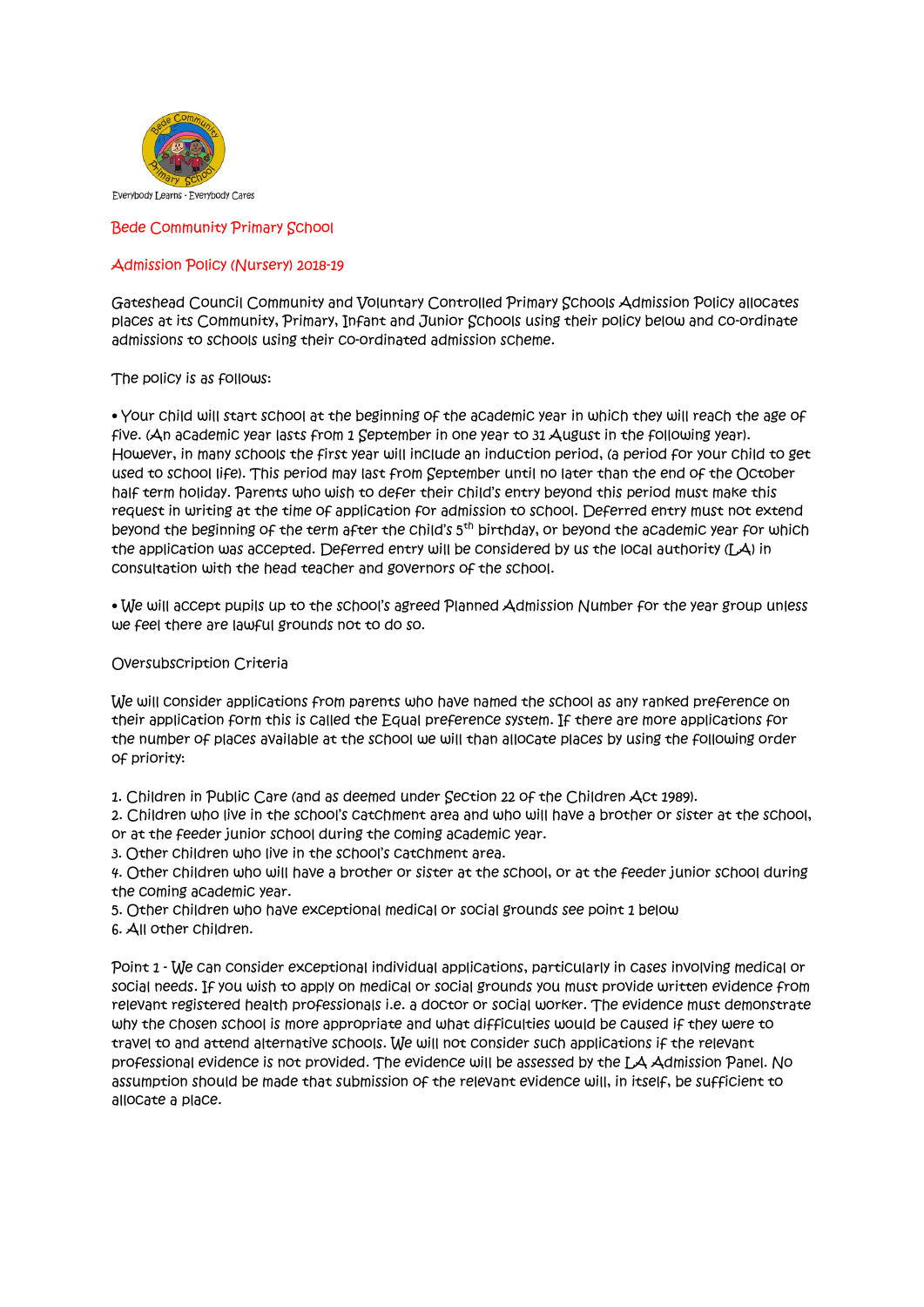Everybody Learns - Everybody Cares

## Bede Community Primary School

## Admission Policy (Nursery) 2018-19

Gateshead Council Community and Voluntary Controlled Primary Schools Admission Policy allocates places at its Community, Primary, Infant and Junior Schools using their policy below and co-ordinate admissions to schools using their co-ordinated admission scheme.

The policy is as follows:

• Your child will start school at the beginning of the academic year in which they will reach the age of five. (An academic year lasts from 1 September in one year to 31 August in the following year). However, in many schools the first year will include an induction period, (a period for your child to get used to school life). This period may last from September until no later than the end of the October half term holiday. Parents who wish to defer their child's entry beyond this period must make this request in writing at the time of application for admission to school. Deferred entry must not extend beyond the beginning of the term after the child's 5th birthday, or beyond the academic year for which the application was accepted. Deferred entry will be considered by us the local authority (LA) in consultation with the head teacher and governors of the school.

• We will accept pupils up to the school's agreed Planned Admission Number for the year group unless we feel there are lawful grounds not to do so.

Oversubscription Criteria

We will consider applications from parents who have named the school as any ranked preference on their application form this is called the Equal preference system. If there are more applications for the number of places available at the school we will than allocate places by using the following order of priority:

1. Children in Public Care (and as deemed under Section 22 of the Children Act 1989).
2. Children who live in the school's catchment area and who will have a brother or sister at the school, or at the feeder junior school during the coming academic year.
3. Other children who live in the school's catchment area.
4. Other children who will have a brother or sister at the school, or at the feeder junior school during the coming academic year.
5. Other children who have exceptional medical or social grounds see point 1 below
6. All other children.

Point 1 - We can consider exceptional individual applications, particularly in cases involving medical or social needs. If you wish to apply on medical or social grounds you must provide written evidence from relevant registered health professionals i.e. a doctor or social worker. The evidence must demonstrate why the chosen school is more appropriate and what difficulties would be caused if they were to travel to and attend alternative schools. We will not consider such applications if the relevant professional evidence is not provided. The evidence will be assessed by the LA Admission Panel. No assumption should be made that submission of the relevant evidence will, in itself, be sufficient to allocate a place.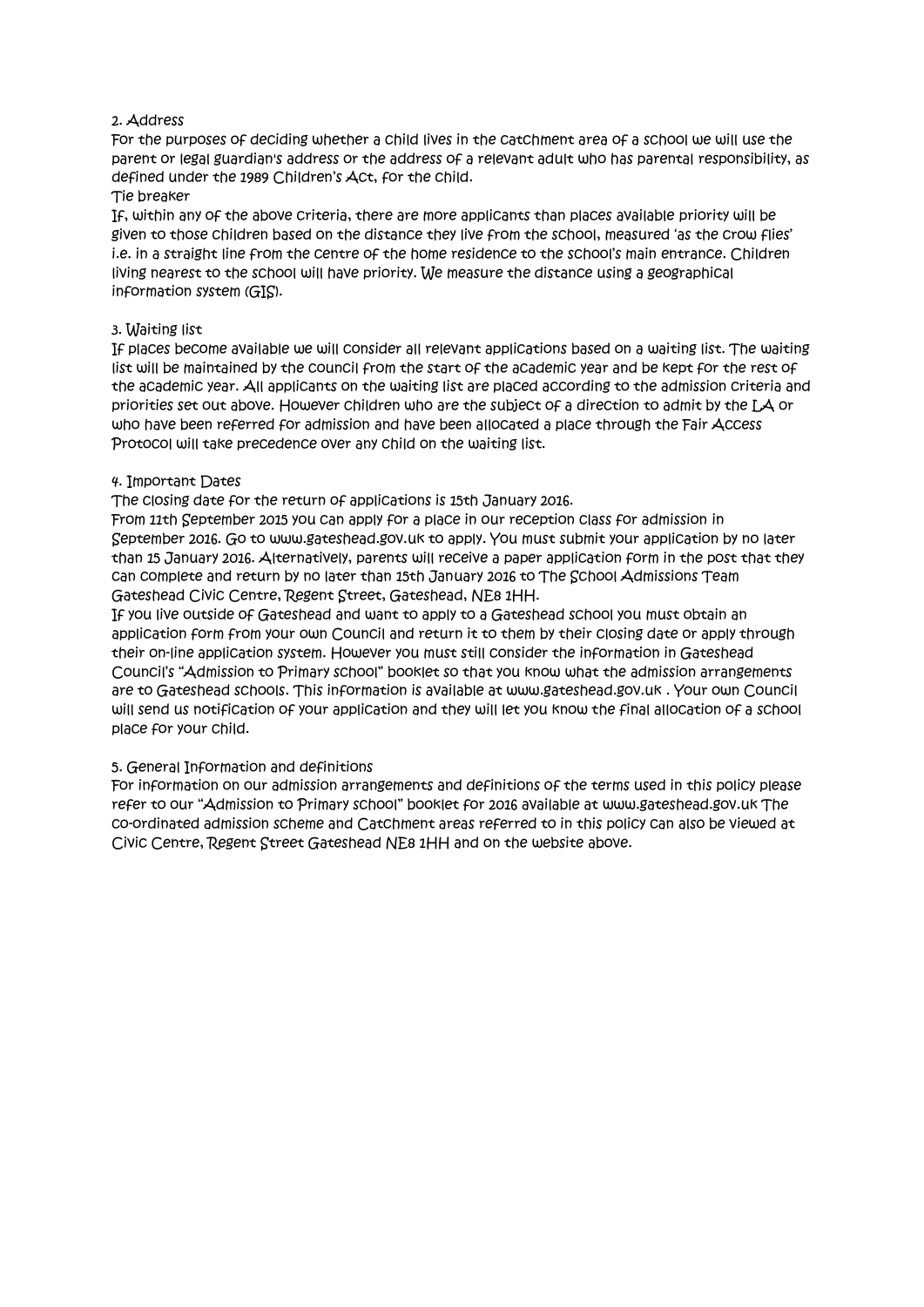2. Address

For the purposes of deciding whether a child lives in the catchment area of a school we will use the parent or legal guardian's address or the address of a relevant adult who has parental responsibility, as defined under the 1989 Children's Act, for the child.

Tie breaker

If, within any of the above criteria, there are more applicants than places available priority will be given to those children based on the distance they live from the school, measured 'as the crow flies' i.e. in a straight line from the centre of the home residence to the school's main entrance. Children living nearest to the school will have priority. We measure the distance using a geographical information system (GIS).

3. Waiting list

If places become available we will consider all relevant applications based on a waiting list. The waiting list will be maintained by the council from the start of the academic year and be kept for the rest of the academic year. All applicants on the waiting list are placed according to the admission criteria and priorities set out above. However children who are the subject of a direction to admit by the LA or who have been referred for admission and have been allocated a place through the Fair Access Protocol will take precedence over any child on the waiting list.

4. Important Dates

The closing date for the return of applications is 15th January 2016.

From 11th September 2015 you can apply for a place in our reception class for admission in September 2016. Go to www.gateshead.gov.uk to apply. You must submit your application by no later than 15 January 2016. Alternatively, parents will receive a paper application form in the post that they can complete and return by no later than 15th January 2016 to The School Admissions Team Gateshead Civic Centre, Regent Street, Gateshead, NE8 1HH.

If you live outside of Gateshead and want to apply to a Gateshead school you must obtain an application form from your own Council and return it to them by their closing date or apply through their on-line application system. However you must still consider the information in Gateshead Council's "Admission to Primary school" booklet so that you know what the admission arrangements are to Gateshead schools. This information is available at www.gateshead.gov.uk . Your own Council will send us notification of your application and they will let you know the final allocation of a school place for your child.

5. General Information and definitions

For information on our admission arrangements and definitions of the terms used in this policy please refer to our "Admission to Primary school" booklet for 2016 available at www.gateshead.gov.uk The co-ordinated admission scheme and Catchment areas referred to in this policy can also be viewed at Civic Centre, Regent Street Gateshead NE8 1HH and on the website above.